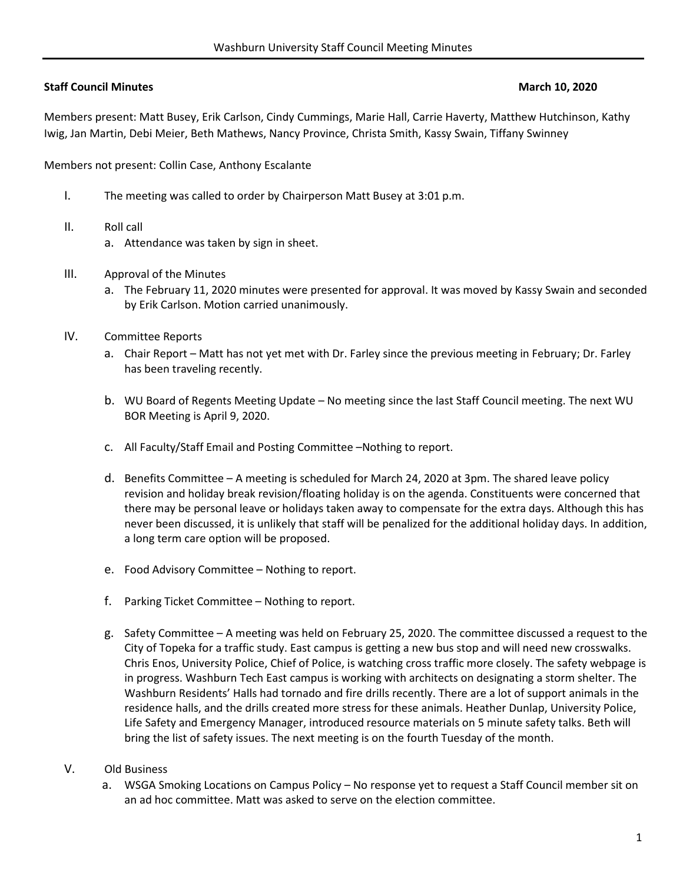# Washburn University Staff Council Meeting Minutes

**Staff Council Minutes** **March 10, 2020**

Members present: Matt Busey, Erik Carlson, Cindy Cummings, Marie Hall, Carrie Haverty, Matthew Hutchinson, Kathy Iwig, Jan Martin, Debi Meier, Beth Mathews, Nancy Province, Christa Smith, Kassy Swain, Tiffany Swinney

Members not present: Collin Case, Anthony Escalante

I. The meeting was called to order by Chairperson Matt Busey at 3:01 p.m.

II. Roll call
   a. Attendance was taken by sign in sheet.

III. Approval of the Minutes
   a. The February 11, 2020 minutes were presented for approval. It was moved by Kassy Swain and seconded by Erik Carlson. Motion carried unanimously.

IV. Committee Reports
   a. Chair Report – Matt has not yet met with Dr. Farley since the previous meeting in February; Dr. Farley has been traveling recently.

   b. WU Board of Regents Meeting Update – No meeting since the last Staff Council meeting. The next WU BOR Meeting is April 9, 2020.

   c. All Faculty/Staff Email and Posting Committee –Nothing to report.

   d. Benefits Committee – A meeting is scheduled for March 24, 2020 at 3pm. The shared leave policy revision and holiday break revision/floating holiday is on the agenda. Constituents were concerned that there may be personal leave or holidays taken away to compensate for the extra days. Although this has never been discussed, it is unlikely that staff will be penalized for the additional holiday days. In addition, a long term care option will be proposed.

   e. Food Advisory Committee – Nothing to report.

   f. Parking Ticket Committee – Nothing to report.

   g. Safety Committee – A meeting was held on February 25, 2020. The committee discussed a request to the City of Topeka for a traffic study. East campus is getting a new bus stop and will need new crosswalks. Chris Enos, University Police, Chief of Police, is watching cross traffic more closely. The safety webpage is in progress. Washburn Tech East campus is working with architects on designating a storm shelter. The Washburn Residents' Halls had tornado and fire drills recently. There are a lot of support animals in the residence halls, and the drills created more stress for these animals. Heather Dunlap, University Police, Life Safety and Emergency Manager, introduced resource materials on 5 minute safety talks. Beth will bring the list of safety issues. The next meeting is on the fourth Tuesday of the month.

V. Old Business
   a. WSGA Smoking Locations on Campus Policy – No response yet to request a Staff Council member sit on an ad hoc committee. Matt was asked to serve on the election committee.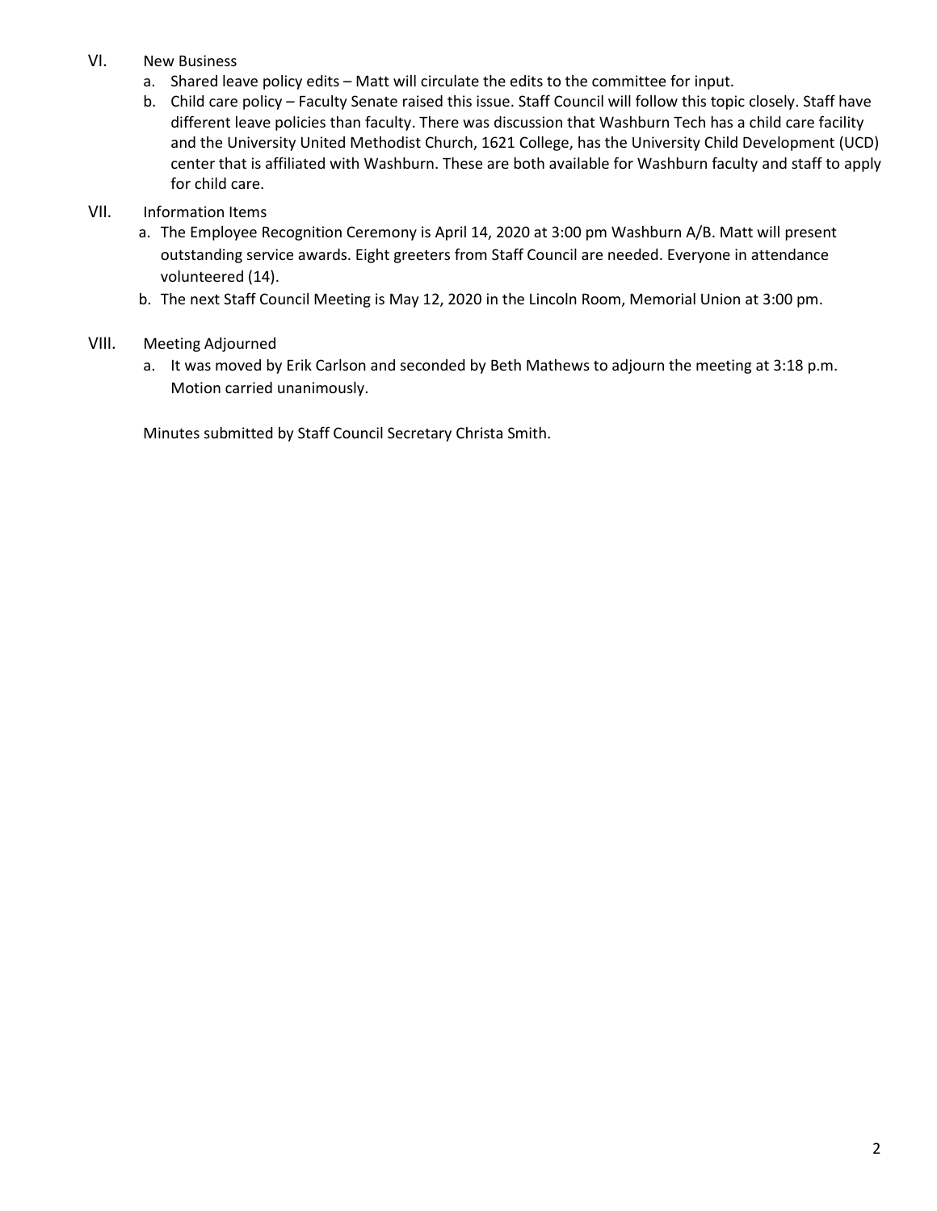VI. New Business

a. Shared leave policy edits – Matt will circulate the edits to the committee for input.

b. Child care policy – Faculty Senate raised this issue. Staff Council will follow this topic closely. Staff have different leave policies than faculty. There was discussion that Washburn Tech has a child care facility and the University United Methodist Church, 1621 College, has the University Child Development (UCD) center that is affiliated with Washburn. These are both available for Washburn faculty and staff to apply for child care.

VII. Information Items

a. The Employee Recognition Ceremony is April 14, 2020 at 3:00 pm Washburn A/B. Matt will present outstanding service awards. Eight greeters from Staff Council are needed. Everyone in attendance volunteered (14).

b. The next Staff Council Meeting is May 12, 2020 in the Lincoln Room, Memorial Union at 3:00 pm.

VIII. Meeting Adjourned

a. It was moved by Erik Carlson and seconded by Beth Mathews to adjourn the meeting at 3:18 p.m. Motion carried unanimously.

Minutes submitted by Staff Council Secretary Christa Smith.